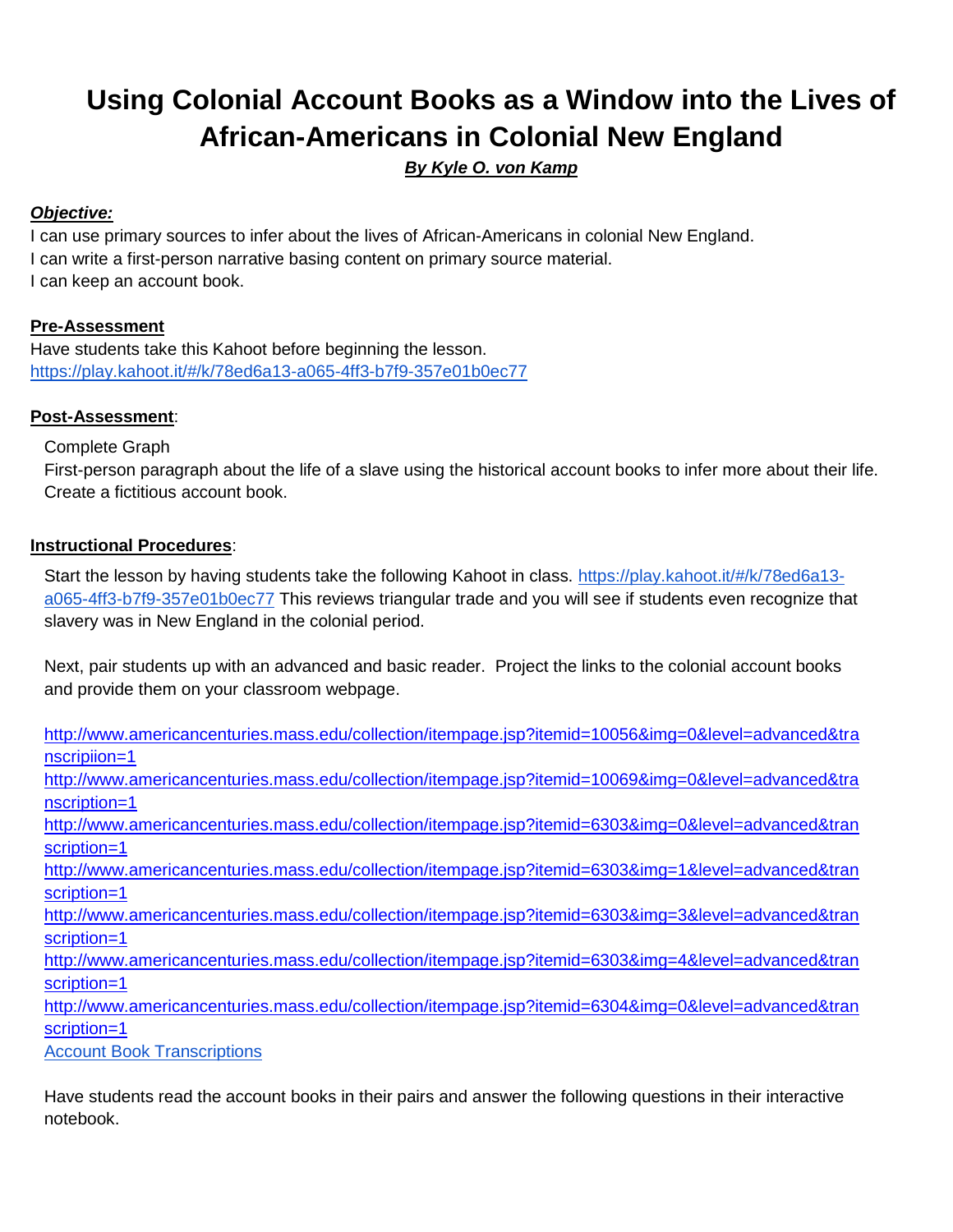# Using Colonial Account Books as a Window into the Lives of African-Americans in Colonial New England

***By Kyle O. von Kamp***

***Objective:***

I can use primary sources to infer about the lives of African-Americans in colonial New England.
I can write a first-person narrative basing content on primary source material.
I can keep an account book.

**Pre-Assessment**

Have students take this Kahoot before beginning the lesson.
https://play.kahoot.it/#/k/78ed6a13-a065-4ff3-b7f9-357e01b0ec77

**Post-Assessment**:

Complete Graph
First-person paragraph about the life of a slave using the historical account books to infer more about their life.
Create a fictitious account book.

**Instructional Procedures**:

Start the lesson by having students take the following Kahoot in class. https://play.kahoot.it/#/k/78ed6a13-a065-4ff3-b7f9-357e01b0ec77 This reviews triangular trade and you will see if students even recognize that slavery was in New England in the colonial period.

Next, pair students up with an advanced and basic reader. Project the links to the colonial account books and provide them on your classroom webpage.

http://www.americancenturies.mass.edu/collection/itempage.jsp?itemid=10056&img=0&level=advanced&transcripiion=1
http://www.americancenturies.mass.edu/collection/itempage.jsp?itemid=10069&img=0&level=advanced&transcription=1
http://www.americancenturies.mass.edu/collection/itempage.jsp?itemid=6303&img=0&level=advanced&transcription=1
http://www.americancenturies.mass.edu/collection/itempage.jsp?itemid=6303&img=1&level=advanced&transcription=1
http://www.americancenturies.mass.edu/collection/itempage.jsp?itemid=6303&img=3&level=advanced&transcription=1
http://www.americancenturies.mass.edu/collection/itempage.jsp?itemid=6303&img=4&level=advanced&transcription=1
http://www.americancenturies.mass.edu/collection/itempage.jsp?itemid=6304&img=0&level=advanced&transcription=1
Account Book Transcriptions

Have students read the account books in their pairs and answer the following questions in their interactive notebook.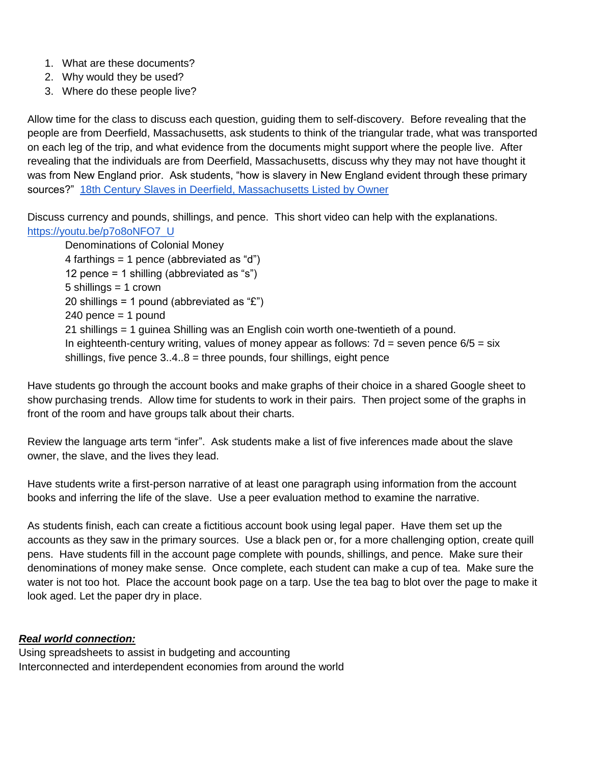1. What are these documents?
2. Why would they be used?
3. Where do these people live?

Allow time for the class to discuss each question, guiding them to self-discovery. Before revealing that the people are from Deerfield, Massachusetts, ask students to think of the triangular trade, what was transported on each leg of the trip, and what evidence from the documents might support where the people live. After revealing that the individuals are from Deerfield, Massachusetts, discuss why they may not have thought it was from New England prior. Ask students, "how is slavery in New England evident through these primary sources?" [18th Century Slaves in Deerfield, Massachusetts Listed by Owner]

Discuss currency and pounds, shillings, and pence. This short video can help with the explanations. https://youtu.be/p7o8oNFO7_U

Denominations of Colonial Money
4 farthings = 1 pence (abbreviated as "d")
12 pence = 1 shilling (abbreviated as "s")
5 shillings = 1 crown
20 shillings = 1 pound (abbreviated as "£")
240 pence = 1 pound
21 shillings = 1 guinea Shilling was an English coin worth one-twentieth of a pound.
In eighteenth-century writing, values of money appear as follows: 7d = seven pence 6/5 = six shillings, five pence 3..4..8 = three pounds, four shillings, eight pence

Have students go through the account books and make graphs of their choice in a shared Google sheet to show purchasing trends. Allow time for students to work in their pairs. Then project some of the graphs in front of the room and have groups talk about their charts.

Review the language arts term "infer". Ask students make a list of five inferences made about the slave owner, the slave, and the lives they lead.

Have students write a first-person narrative of at least one paragraph using information from the account books and inferring the life of the slave. Use a peer evaluation method to examine the narrative.

As students finish, each can create a fictitious account book using legal paper. Have them set up the accounts as they saw in the primary sources. Use a black pen or, for a more challenging option, create quill pens. Have students fill in the account page complete with pounds, shillings, and pence. Make sure their denominations of money make sense. Once complete, each student can make a cup of tea. Make sure the water is not too hot. Place the account book page on a tarp. Use the tea bag to blot over the page to make it look aged. Let the paper dry in place.

***Real world connection:***

Using spreadsheets to assist in budgeting and accounting
Interconnected and interdependent economies from around the world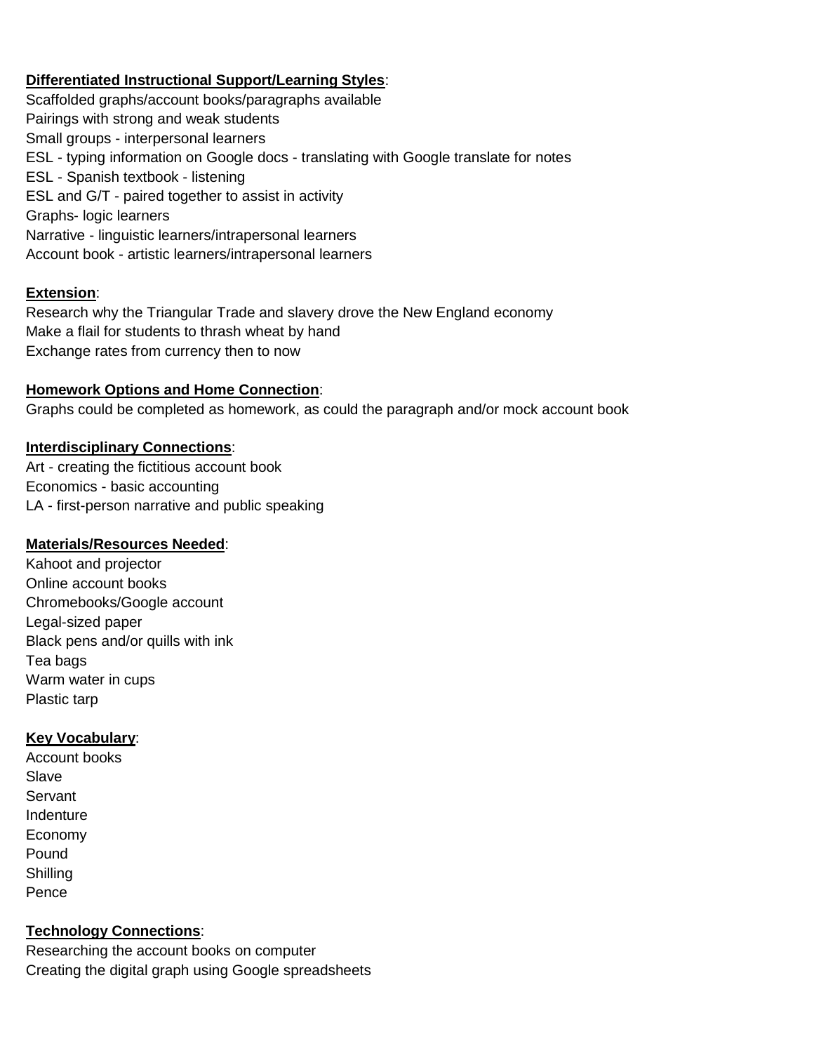**Differentiated Instructional Support/Learning Styles**:

Scaffolded graphs/account books/paragraphs available
Pairings with strong and weak students
Small groups - interpersonal learners
ESL - typing information on Google docs - translating with Google translate for notes
ESL - Spanish textbook - listening
ESL and G/T - paired together to assist in activity
Graphs- logic learners
Narrative - linguistic learners/intrapersonal learners
Account book - artistic learners/intrapersonal learners

**Extension**:

Research why the Triangular Trade and slavery drove the New England economy
Make a flail for students to thrash wheat by hand
Exchange rates from currency then to now

**Homework Options and Home Connection**:

Graphs could be completed as homework, as could the paragraph and/or mock account book

**Interdisciplinary Connections**:

Art - creating the fictitious account book
Economics - basic accounting
LA - first-person narrative and public speaking

**Materials/Resources Needed**:

Kahoot and projector
Online account books
Chromebooks/Google account
Legal-sized paper
Black pens and/or quills with ink
Tea bags
Warm water in cups
Plastic tarp

**Key Vocabulary**:

Account books
Slave
Servant
Indenture
Economy
Pound
Shilling
Pence

**Technology Connections**:

Researching the account books on computer
Creating the digital graph using Google spreadsheets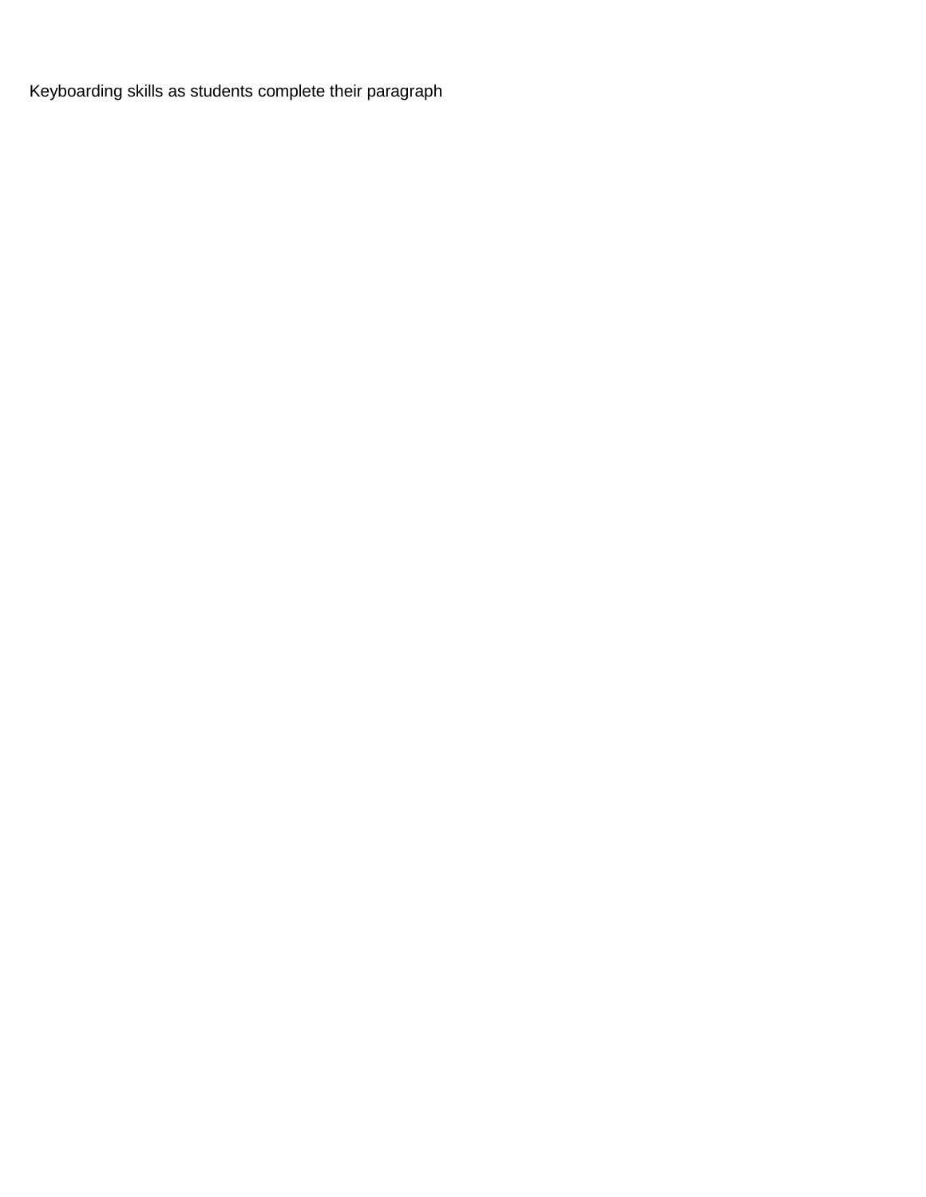Keyboarding skills as students complete their paragraph